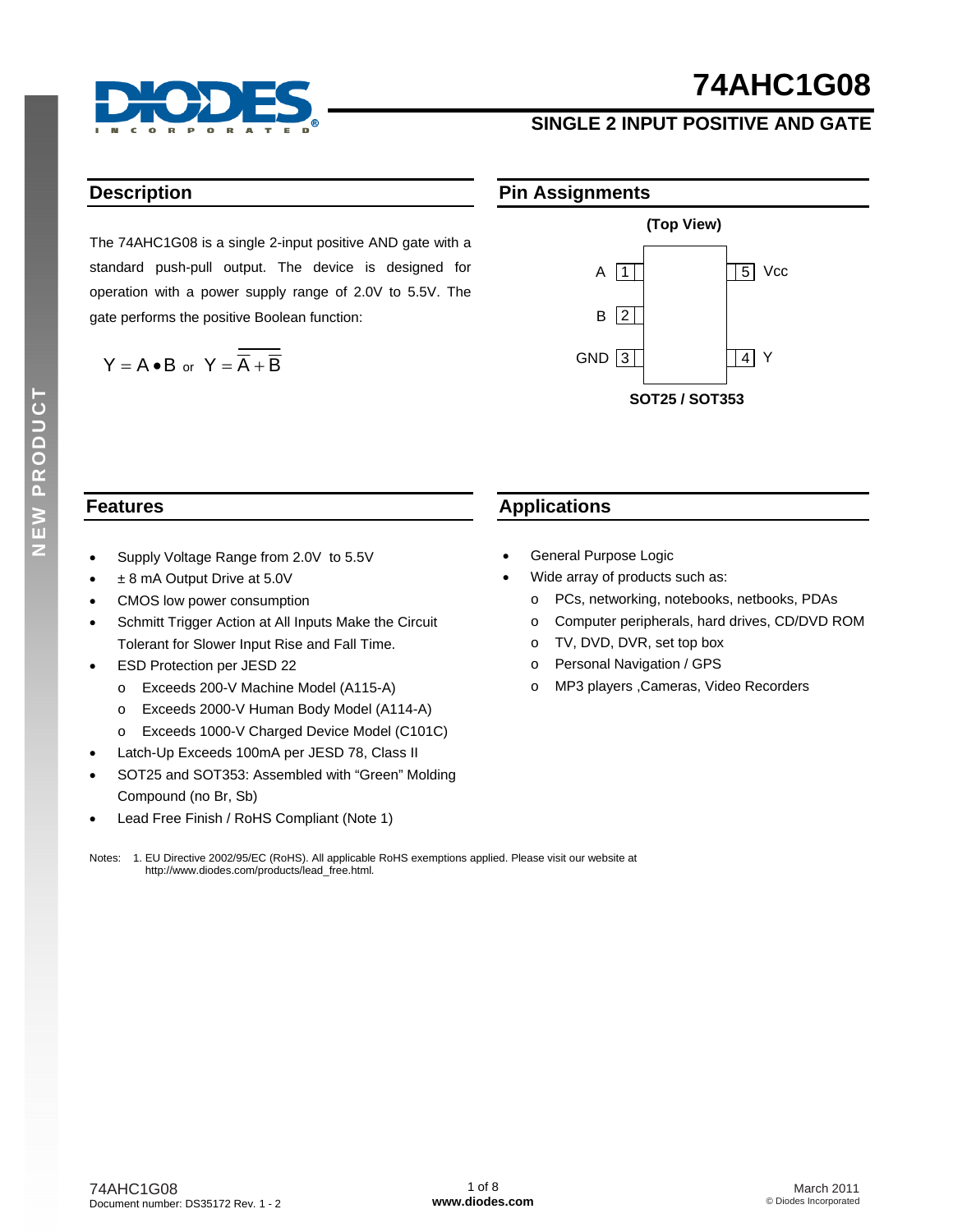# 74AHC1G08

## SINGLE 2 INPUT POSITIVE AND GATE

## Description

The 74AHC1G08 is a single 2-input positive AND gate with a standard push-pull output. The device is designed for operation with a power supply range of 2.0V to 5.5V. The gate performs the positive Boolean function:

$$Y = A \bullet B \text{ or } Y = \overline{\overline{A} + \overline{B}}$$

## Pin Assignments

(Top View)

| Pin | Name | Pin | Name |
|---|---|---|---|
| 1 | A | 5 | Vcc |
| 2 | B | | |
| 3 | GND | 4 | Y |

SOT25 / SOT353

## Features

- Supply Voltage Range from 2.0V to 5.5V
- ± 8 mA Output Drive at 5.0V
- CMOS low power consumption
- Schmitt Trigger Action at All Inputs Make the Circuit Tolerant for Slower Input Rise and Fall Time.
- ESD Protection per JESD 22
  - Exceeds 200-V Machine Model (A115-A)
  - Exceeds 2000-V Human Body Model (A114-A)
  - Exceeds 1000-V Charged Device Model (C101C)
- Latch-Up Exceeds 100mA per JESD 78, Class II
- SOT25 and SOT353: Assembled with "Green" Molding Compound (no Br, Sb)
- Lead Free Finish / RoHS Compliant (Note 1)

## Applications

- General Purpose Logic
- Wide array of products such as:
  - PCs, networking, notebooks, netbooks, PDAs
  - Computer peripherals, hard drives, CD/DVD ROM
  - TV, DVD, DVR, set top box
  - Personal Navigation / GPS
  - MP3 players ,Cameras, Video Recorders

Notes: 1. EU Directive 2002/95/EC (RoHS). All applicable RoHS exemptions applied. Please visit our website at http://www.diodes.com/products/lead_free.html.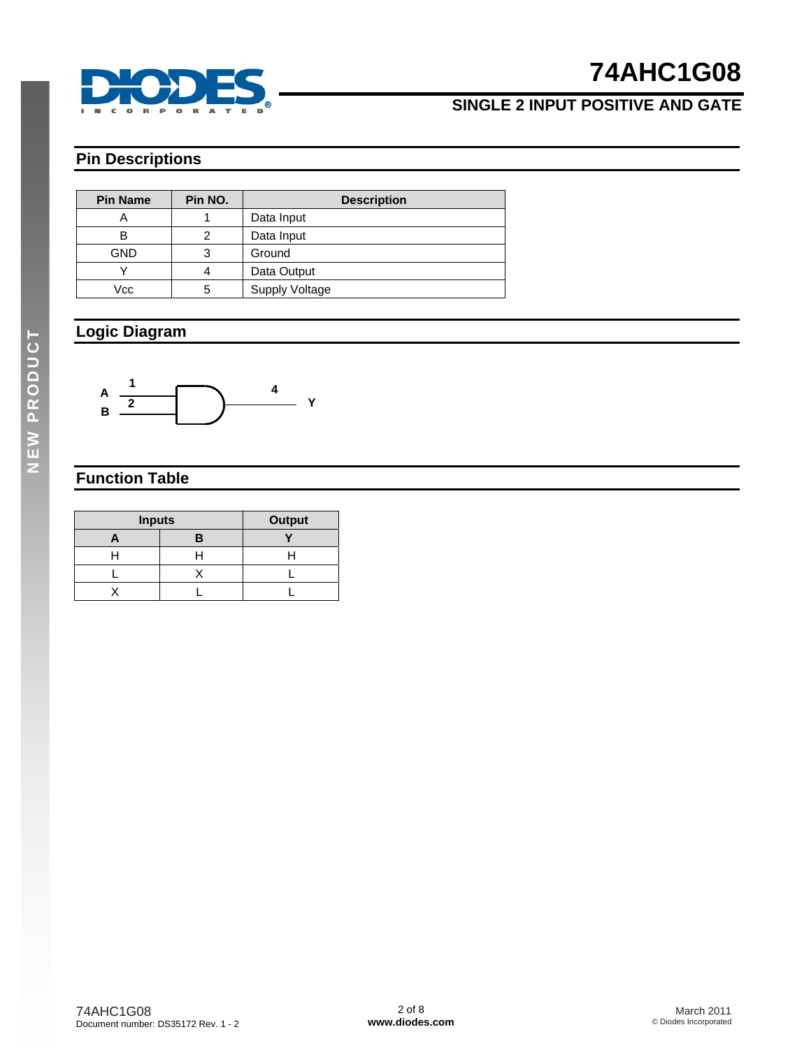## Pin Descriptions

| Pin Name | Pin NO. | Description |
|---|---|---|
| A | 1 | Data Input |
| B | 2 | Data Input |
| GND | 3 | Ground |
| Y | 4 | Data Output |
| Vcc | 5 | Supply Voltage |

## Logic Diagram

A 1
B 2
4 Y

## Function Table

| Inputs | | Output |
|---|---|---|
| A | B | Y |
| H | H | H |
| L | X | L |
| X | L | L |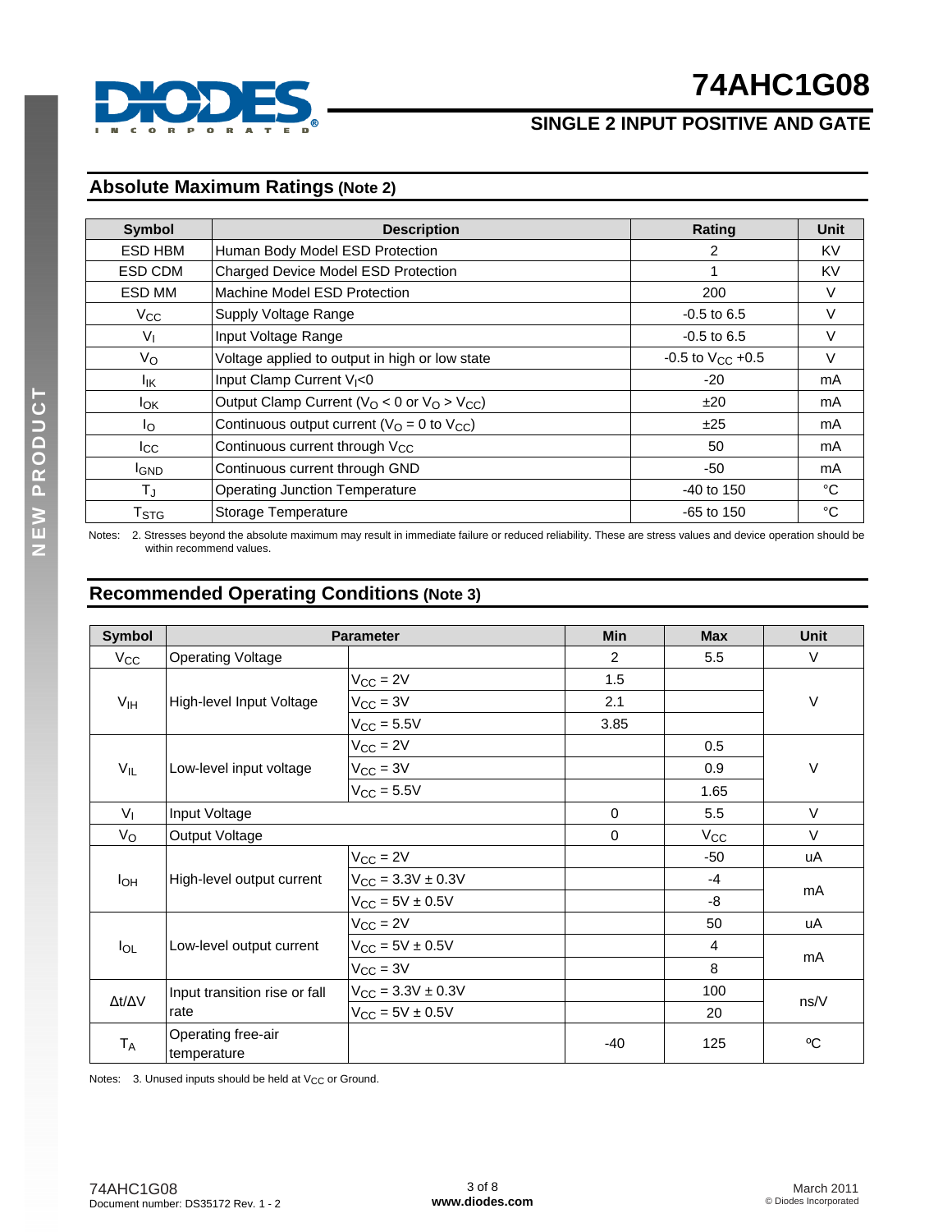## Absolute Maximum Ratings (Note 2)

| Symbol | Description | Rating | Unit |
|---|---|---|---|
| ESD HBM | Human Body Model ESD Protection | 2 | KV |
| ESD CDM | Charged Device Model ESD Protection | 1 | KV |
| ESD MM | Machine Model ESD Protection | 200 | V |
| $V_{CC}$ | Supply Voltage Range | -0.5 to 6.5 | V |
| $V_I$ | Input Voltage Range | -0.5 to 6.5 | V |
| $V_O$ | Voltage applied to output in high or low state | -0.5 to $V_{CC}$ +0.5 | V |
| $I_{IK}$ | Input Clamp Current $V_I$<0 | -20 | mA |
| $I_{OK}$ | Output Clamp Current ($V_O$ < 0 or $V_O$ > $V_{CC}$) | ±20 | mA |
| $I_O$ | Continuous output current ($V_O$ = 0 to $V_{CC}$) | ±25 | mA |
| $I_{CC}$ | Continuous current through $V_{CC}$ | 50 | mA |
| $I_{GND}$ | Continuous current through GND | -50 | mA |
| $T_J$ | Operating Junction Temperature | -40 to 150 | °C |
| $T_{STG}$ | Storage Temperature | -65 to 150 | °C |

Notes: 2. Stresses beyond the absolute maximum may result in immediate failure or reduced reliability. These are stress values and device operation should be within recommend values.

## Recommended Operating Conditions (Note 3)

| Symbol | Parameter | | Min | Max | Unit |
|---|---|---|---|---|---|
| $V_{CC}$ | Operating Voltage | | 2 | 5.5 | V |
| $V_{IH}$ | High-level Input Voltage | $V_{CC}$ = 2V | 1.5 | | V |
| | | $V_{CC}$ = 3V | 2.1 | | |
| | | $V_{CC}$ = 5.5V | 3.85 | | |
| $V_{IL}$ | Low-level input voltage | $V_{CC}$ = 2V | | 0.5 | V |
| | | $V_{CC}$ = 3V | | 0.9 | |
| | | $V_{CC}$ = 5.5V | | 1.65 | |
| $V_I$ | Input Voltage | | 0 | 5.5 | V |
| $V_O$ | Output Voltage | | 0 | $V_{CC}$ | V |
| $I_{OH}$ | High-level output current | $V_{CC}$ = 2V | | -50 | uA |
| | | $V_{CC}$ = 3.3V ± 0.3V | | -4 | mA |
| | | $V_{CC}$ = 5V ± 0.5V | | -8 | |
| $I_{OL}$ | Low-level output current | $V_{CC}$ = 2V | | 50 | uA |
| | | $V_{CC}$ = 5V ± 0.5V | | 4 | mA |
| | | $V_{CC}$ = 3V | | 8 | |
| $\Delta t/\Delta V$ | Input transition rise or fall rate | $V_{CC}$ = 3.3V ± 0.3V | | 100 | ns/V |
| | | $V_{CC}$ = 5V ± 0.5V | | 20 | |
| $T_A$ | Operating free-air temperature | | -40 | 125 | ºC |

Notes: 3. Unused inputs should be held at $V_{CC}$ or Ground.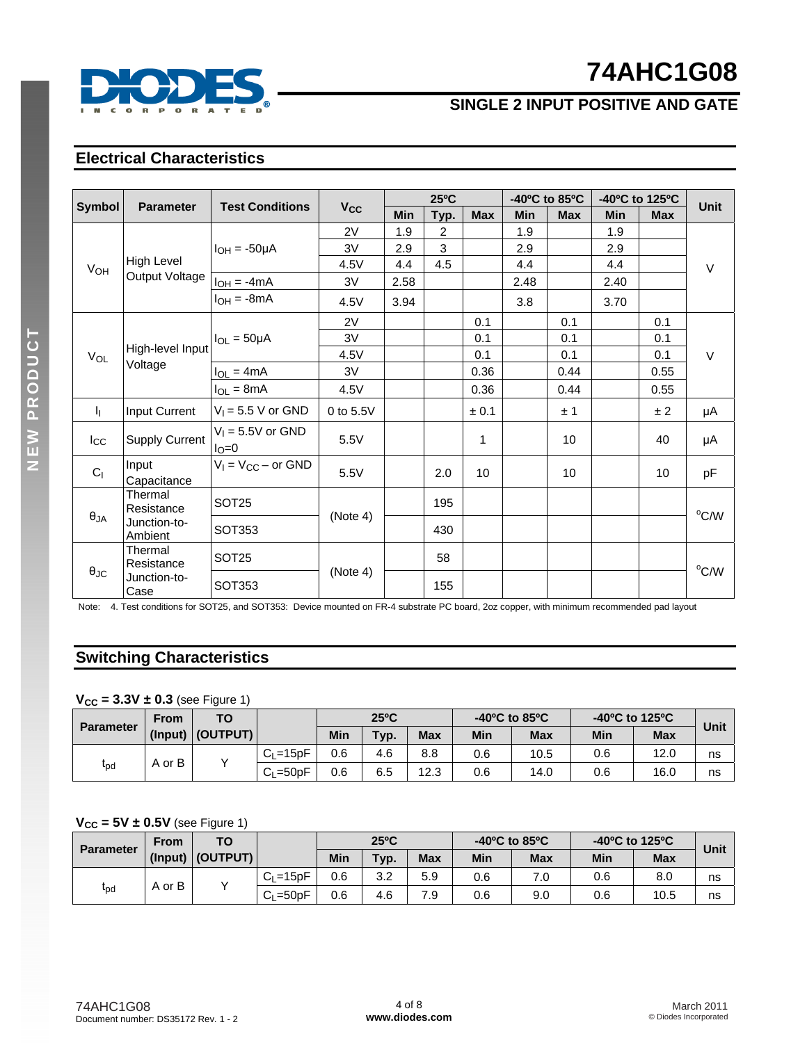## Electrical Characteristics

| Symbol | Parameter | Test Conditions | $V_{CC}$ | 25°C | | | -40°C to 85°C | | -40°C to 125°C | | Unit |
|---|---|---|---|---|---|---|---|---|---|---|---|
| | | | | Min | Typ. | Max | Min | Max | Min | Max | |
| $V_{OH}$ | High Level Output Voltage | $I_{OH}$ = -50µA | 2V | 1.9 | 2 | | 1.9 | | 1.9 | | V |
| | | | 3V | 2.9 | 3 | | 2.9 | | 2.9 | | |
| | | | 4.5V | 4.4 | 4.5 | | 4.4 | | 4.4 | | |
| | | $I_{OH}$ = -4mA | 3V | 2.58 | | | 2.48 | | 2.40 | | |
| | | $I_{OH}$ = -8mA | 4.5V | 3.94 | | | 3.8 | | 3.70 | | |
| $V_{OL}$ | High-level Input Voltage | $I_{OL}$ = 50µA | 2V | | | 0.1 | | 0.1 | | 0.1 | V |
| | | | 3V | | | 0.1 | | 0.1 | | 0.1 | |
| | | | 4.5V | | | 0.1 | | 0.1 | | 0.1 | |
| | | $I_{OL}$ = 4mA | 3V | | | 0.36 | | 0.44 | | 0.55 | |
| | | $I_{OL}$ = 8mA | 4.5V | | | 0.36 | | 0.44 | | 0.55 | |
| $I_I$ | Input Current | $V_I$ = 5.5 V or GND | 0 to 5.5V | | | ± 0.1 | | ± 1 | | ± 2 | µA |
| $I_{CC}$ | Supply Current | $V_I$ = 5.5V or GND $I_O$=0 | 5.5V | | | 1 | | 10 | | 40 | µA |
| $C_I$ | Input Capacitance | $V_I$ = $V_{CC}$ – or GND | 5.5V | | 2.0 | 10 | | 10 | | 10 | pF |
| $\theta_{JA}$ | Thermal Resistance Junction-to-Ambient | SOT25 | (Note 4) | | 195 | | | | | | °C/W |
| | | SOT353 | | | 430 | | | | | | |
| $\theta_{JC}$ | Thermal Resistance Junction-to-Case | SOT25 | (Note 4) | | 58 | | | | | | °C/W |
| | | SOT353 | | | 155 | | | | | | |

Note: 4. Test conditions for SOT25, and SOT353: Device mounted on FR-4 substrate PC board, 2oz copper, with minimum recommended pad layout

## Switching Characteristics

**$V_{CC}$ = 3.3V ± 0.3** (see Figure 1)

| Parameter | From (Input) | TO (OUTPUT) | | 25°C | | | -40°C to 85°C | | -40°C to 125°C | | Unit |
|---|---|---|---|---|---|---|---|---|---|---|---|
| | | | | Min | Typ. | Max | Min | Max | Min | Max | |
| $t_{pd}$ | A or B | Y | $C_L$=15pF | 0.6 | 4.6 | 8.8 | 0.6 | 10.5 | 0.6 | 12.0 | ns |
| | | | $C_L$=50pF | 0.6 | 6.5 | 12.3 | 0.6 | 14.0 | 0.6 | 16.0 | ns |

**$V_{CC}$ = 5V ± 0.5V** (see Figure 1)

| Parameter | From (Input) | TO (OUTPUT) | | 25°C | | | -40°C to 85°C | | -40°C to 125°C | | Unit |
|---|---|---|---|---|---|---|---|---|---|---|---|
| | | | | Min | Typ. | Max | Min | Max | Min | Max | |
| $t_{pd}$ | A or B | Y | $C_L$=15pF | 0.6 | 3.2 | 5.9 | 0.6 | 7.0 | 0.6 | 8.0 | ns |
| | | | $C_L$=50pF | 0.6 | 4.6 | 7.9 | 0.6 | 9.0 | 0.6 | 10.5 | ns |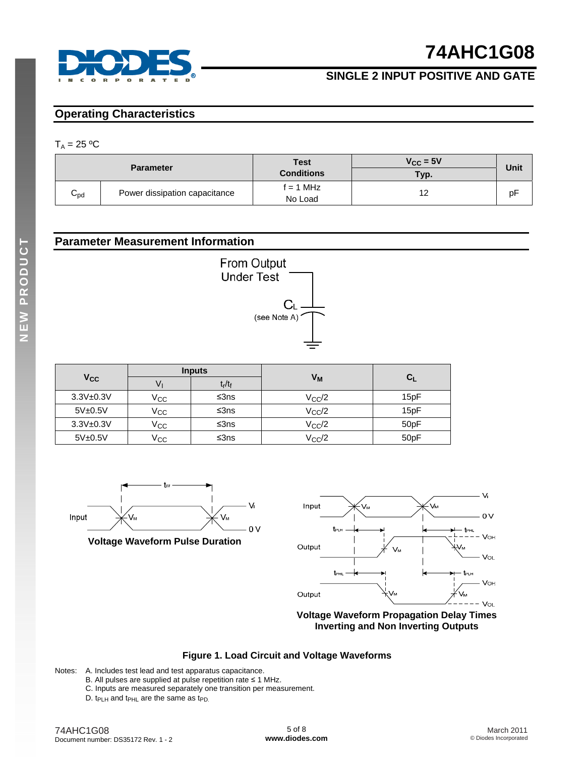## Operating Characteristics

$T_A$ = 25 ºC

| Parameter | | Test Conditions | $V_{CC}$ = 5V | Unit |
|---|---|---|---|---|
| | | | Typ. | |
| $C_{pd}$ | Power dissipation capacitance | f = 1 MHz No Load | 12 | pF |

## Parameter Measurement Information

From Output Under Test

$C_L$ (see Note A)

| $V_{CC}$ | Inputs | | $V_M$ | $C_L$ |
|---|---|---|---|---|
| | $V_I$ | $t_r/t_f$ | | |
| 3.3V±0.3V | $V_{CC}$ | ≤3ns | $V_{CC}/2$ | 15pF |
| 5V±0.5V | $V_{CC}$ | ≤3ns | $V_{CC}/2$ | 15pF |
| 3.3V±0.3V | $V_{CC}$ | ≤3ns | $V_{CC}/2$ | 50pF |
| 5V±0.5V | $V_{CC}$ | ≤3ns | $V_{CC}/2$ | 50pF |

**Voltage Waveform Pulse Duration**

**Voltage Waveform Propagation Delay Times Inverting and Non Inverting Outputs**

**Figure 1. Load Circuit and Voltage Waveforms**

Notes:
A. Includes test lead and test apparatus capacitance.
B. All pulses are supplied at pulse repetition rate ≤ 1 MHz.
C. Inputs are measured separately one transition per measurement.
D. $t_{PLH}$ and $t_{PHL}$ are the same as $t_{PD}$.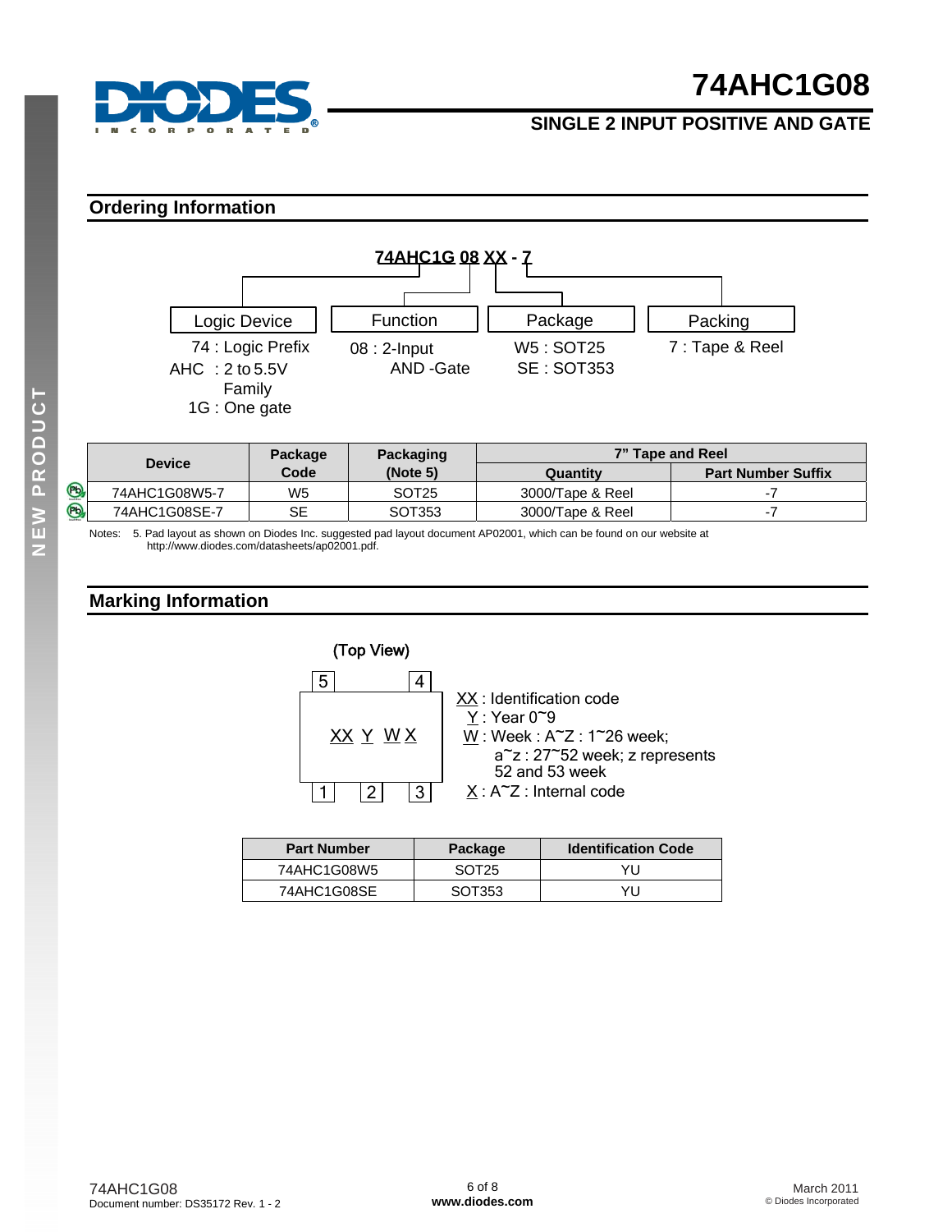## Ordering Information

**74AHC1G 08 XX - 7**

| Logic Device | Function | Package | Packing |
|---|---|---|---|
| 74 : Logic Prefix<br>AHC : 2 to 5.5V Family<br>1G : One gate | 08 : 2-Input AND -Gate | W5 : SOT25<br>SE : SOT353 | 7 : Tape & Reel |

| Device | Package Code | Packaging (Note 5) | 7" Tape and Reel | |
|---|---|---|---|---|
| | | | Quantity | Part Number Suffix |
| 74AHC1G08W5-7 | W5 | SOT25 | 3000/Tape & Reel | -7 |
| 74AHC1G08SE-7 | SE | SOT353 | 3000/Tape & Reel | -7 |

Notes: 5. Pad layout as shown on Diodes Inc. suggested pad layout document AP02001, which can be found on our website at http://www.diodes.com/datasheets/ap02001.pdf.

## Marking Information

(Top View)

Pins: 5, 4 (top); 1, 2, 3 (bottom)

Marking: XX Y W X

XX : Identification code
Y : Year 0~9
W : Week : A~Z : 1~26 week;
a~z : 27~52 week; z represents 52 and 53 week
X : A~Z : Internal code

| Part Number | Package | Identification Code |
|---|---|---|
| 74AHC1G08W5 | SOT25 | YU |
| 74AHC1G08SE | SOT353 | YU |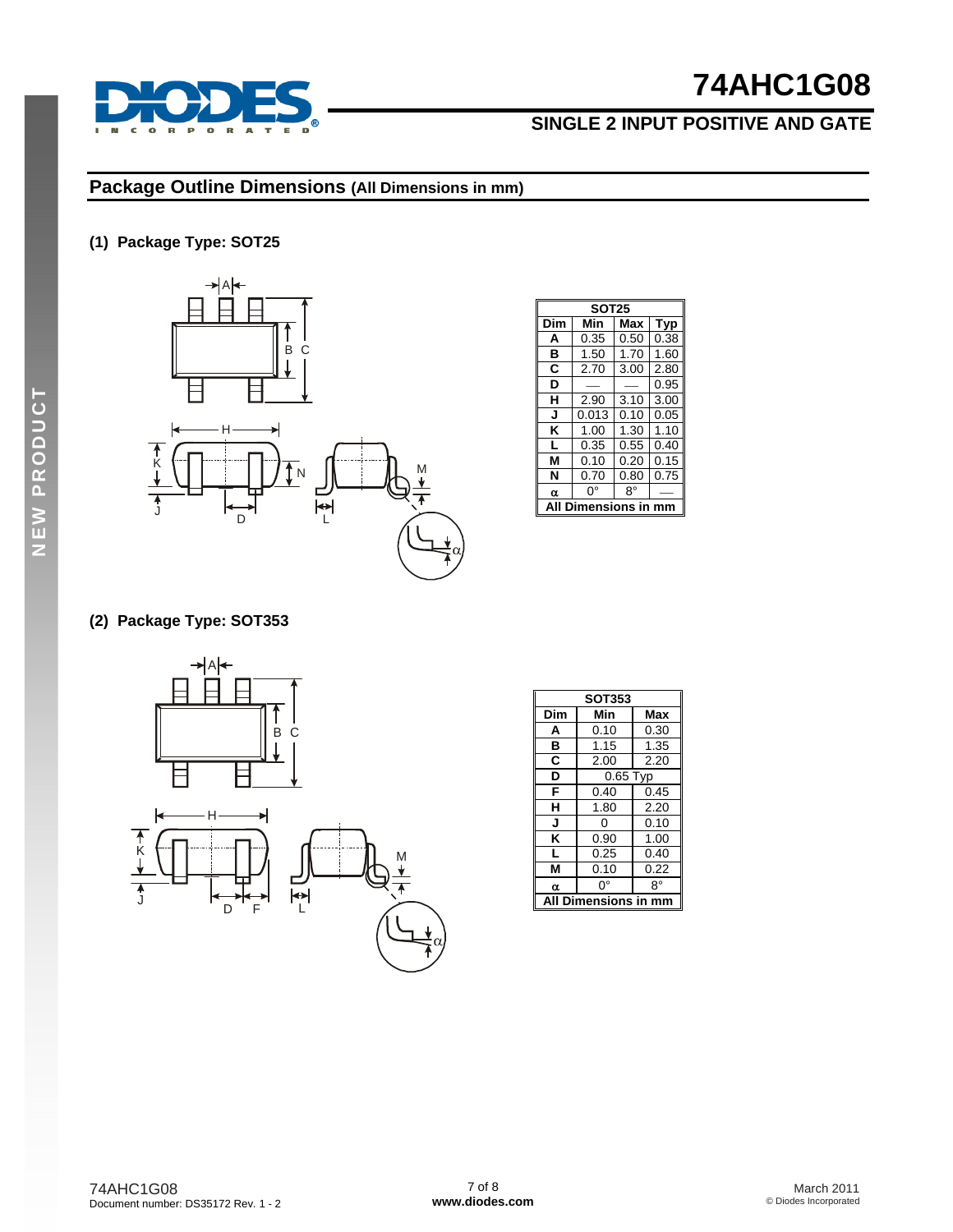## Package Outline Dimensions (All Dimensions in mm)

### (1) Package Type: SOT25

| SOT25 | | | |
|---|---|---|---|
| Dim | Min | Max | Typ |
| A | 0.35 | 0.50 | 0.38 |
| B | 1.50 | 1.70 | 1.60 |
| C | 2.70 | 3.00 | 2.80 |
| D | — | — | 0.95 |
| H | 2.90 | 3.10 | 3.00 |
| J | 0.013 | 0.10 | 0.05 |
| K | 1.00 | 1.30 | 1.10 |
| L | 0.35 | 0.55 | 0.40 |
| M | 0.10 | 0.20 | 0.15 |
| N | 0.70 | 0.80 | 0.75 |
| α | 0° | 8° | — |
| All Dimensions in mm | | | |

### (2) Package Type: SOT353

| SOT353 | | |
|---|---|---|
| Dim | Min | Max |
| A | 0.10 | 0.30 |
| B | 1.15 | 1.35 |
| C | 2.00 | 2.20 |
| D | 0.65 Typ | |
| F | 0.40 | 0.45 |
| H | 1.80 | 2.20 |
| J | 0 | 0.10 |
| K | 0.90 | 1.00 |
| L | 0.25 | 0.40 |
| M | 0.10 | 0.22 |
| α | 0° | 8° |
| All Dimensions in mm | | |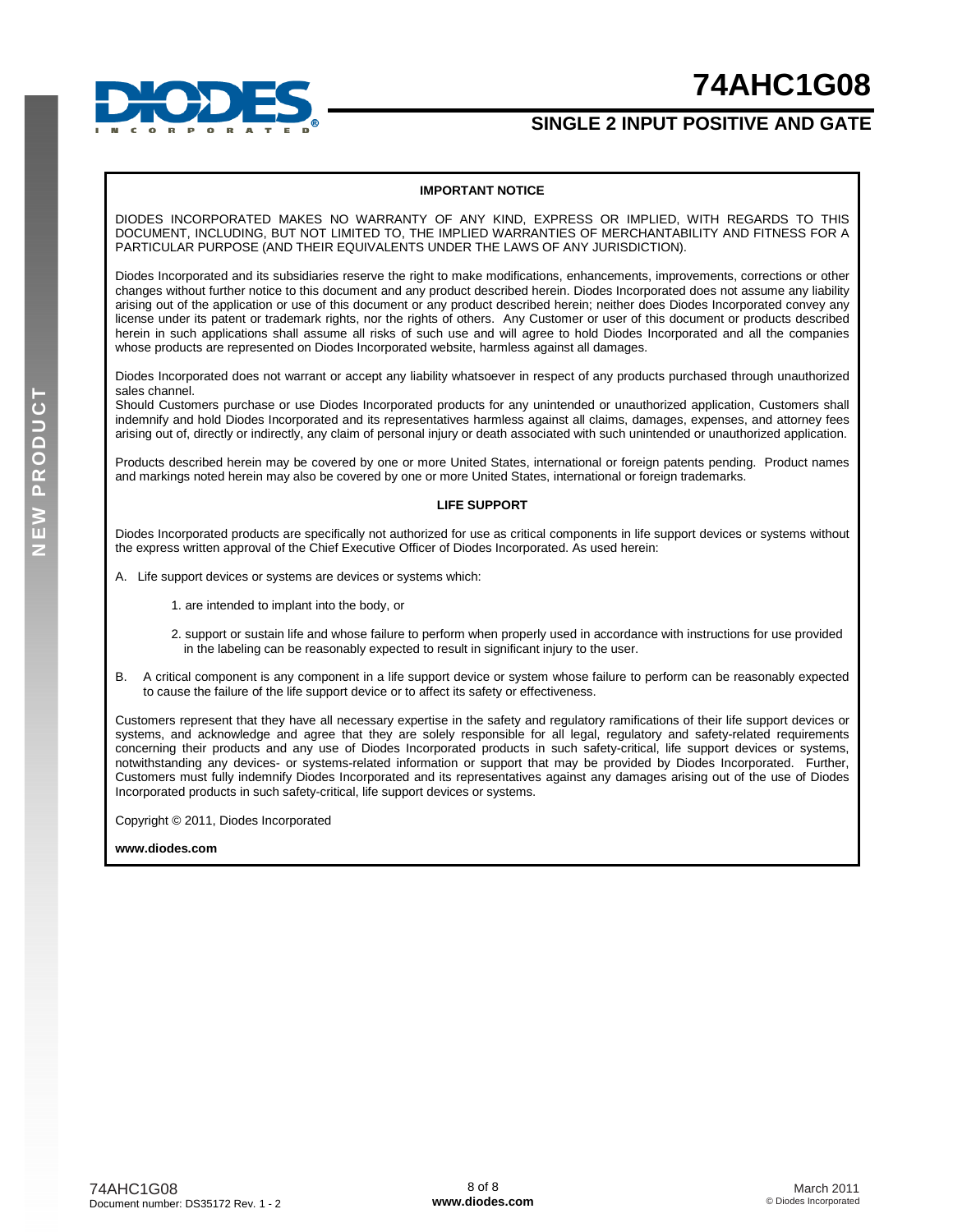## IMPORTANT NOTICE

DIODES INCORPORATED MAKES NO WARRANTY OF ANY KIND, EXPRESS OR IMPLIED, WITH REGARDS TO THIS DOCUMENT, INCLUDING, BUT NOT LIMITED TO, THE IMPLIED WARRANTIES OF MERCHANTABILITY AND FITNESS FOR A PARTICULAR PURPOSE (AND THEIR EQUIVALENTS UNDER THE LAWS OF ANY JURISDICTION).

Diodes Incorporated and its subsidiaries reserve the right to make modifications, enhancements, improvements, corrections or other changes without further notice to this document and any product described herein. Diodes Incorporated does not assume any liability arising out of the application or use of this document or any product described herein; neither does Diodes Incorporated convey any license under its patent or trademark rights, nor the rights of others. Any Customer or user of this document or products described herein in such applications shall assume all risks of such use and will agree to hold Diodes Incorporated and all the companies whose products are represented on Diodes Incorporated website, harmless against all damages.

Diodes Incorporated does not warrant or accept any liability whatsoever in respect of any products purchased through unauthorized sales channel.
Should Customers purchase or use Diodes Incorporated products for any unintended or unauthorized application, Customers shall indemnify and hold Diodes Incorporated and its representatives harmless against all claims, damages, expenses, and attorney fees arising out of, directly or indirectly, any claim of personal injury or death associated with such unintended or unauthorized application.

Products described herein may be covered by one or more United States, international or foreign patents pending. Product names and markings noted herein may also be covered by one or more United States, international or foreign trademarks.

## LIFE SUPPORT

Diodes Incorporated products are specifically not authorized for use as critical components in life support devices or systems without the express written approval of the Chief Executive Officer of Diodes Incorporated. As used herein:

A. Life support devices or systems are devices or systems which:

1. are intended to implant into the body, or
2. support or sustain life and whose failure to perform when properly used in accordance with instructions for use provided in the labeling can be reasonably expected to result in significant injury to the user.

B. A critical component is any component in a life support device or system whose failure to perform can be reasonably expected to cause the failure of the life support device or to affect its safety or effectiveness.

Customers represent that they have all necessary expertise in the safety and regulatory ramifications of their life support devices or systems, and acknowledge and agree that they are solely responsible for all legal, regulatory and safety-related requirements concerning their products and any use of Diodes Incorporated products in such safety-critical, life support devices or systems, notwithstanding any devices- or systems-related information or support that may be provided by Diodes Incorporated. Further, Customers must fully indemnify Diodes Incorporated and its representatives against any damages arising out of the use of Diodes Incorporated products in such safety-critical, life support devices or systems.

Copyright © 2011, Diodes Incorporated

**www.diodes.com**